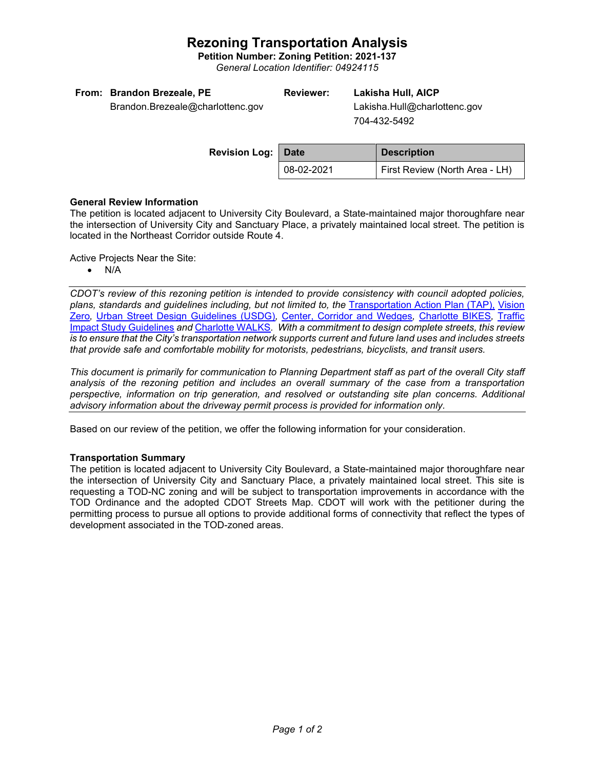# Rezoning Transportation Analysis

**Petition Number: Zoning Petition: 2021-137**

*General Location Identifier: 04924115*

**From: Brandon Brezeale, PE**
Brandon.Brezeale@charlottenc.gov

**Reviewer: Lakisha Hull, AICP**
Lakisha.Hull@charlottenc.gov
704-432-5492

**Revision Log:**

| Date | Description |
|---|---|
| 08-02-2021 | First Review (North Area - LH) |

**General Review Information**

The petition is located adjacent to University City Boulevard, a State-maintained major thoroughfare near the intersection of University City and Sanctuary Place, a privately maintained local street. The petition is located in the Northeast Corridor outside Route 4.

Active Projects Near the Site:

- N/A

---

*CDOT's review of this rezoning petition is intended to provide consistency with council adopted policies, plans, standards and guidelines including, but not limited to, the Transportation Action Plan (TAP), Vision Zero, Urban Street Design Guidelines (USDG), Center, Corridor and Wedges, Charlotte BIKES, Traffic Impact Study Guidelines and Charlotte WALKS. With a commitment to design complete streets, this review is to ensure that the City's transportation network supports current and future land uses and includes streets that provide safe and comfortable mobility for motorists, pedestrians, bicyclists, and transit users.*

*This document is primarily for communication to Planning Department staff as part of the overall City staff analysis of the rezoning petition and includes an overall summary of the case from a transportation perspective, information on trip generation, and resolved or outstanding site plan concerns. Additional advisory information about the driveway permit process is provided for information only.*

---

Based on our review of the petition, we offer the following information for your consideration.

**Transportation Summary**

The petition is located adjacent to University City Boulevard, a State-maintained major thoroughfare near the intersection of University City and Sanctuary Place, a privately maintained local street. This site is requesting a TOD-NC zoning and will be subject to transportation improvements in accordance with the TOD Ordinance and the adopted CDOT Streets Map. CDOT will work with the petitioner during the permitting process to pursue all options to provide additional forms of connectivity that reflect the types of development associated in the TOD-zoned areas.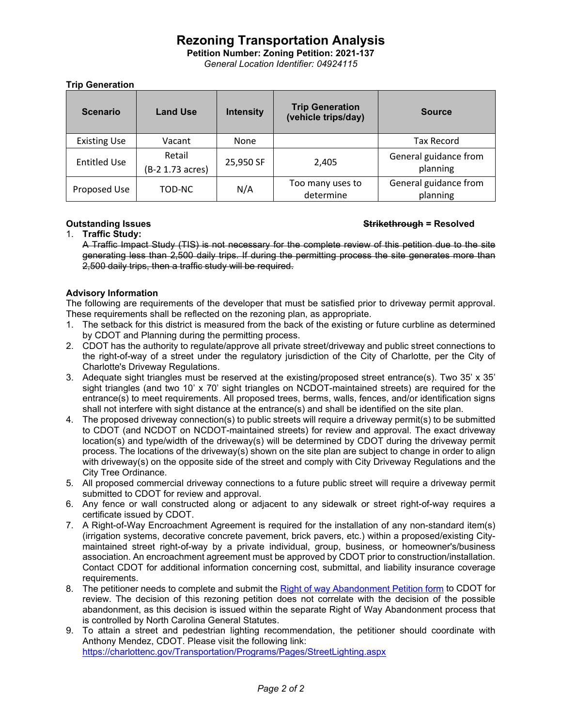# Rezoning Transportation Analysis

**Petition Number: Zoning Petition: 2021-137**

*General Location Identifier: 04924115*

**Trip Generation**

| Scenario | Land Use | Intensity | Trip Generation (vehicle trips/day) | Source |
|---|---|---|---|---|
| Existing Use | Vacant | None | | Tax Record |
| Entitled Use | Retail (B-2 1.73 acres) | 25,950 SF | 2,405 | General guidance from planning |
| Proposed Use | TOD-NC | N/A | Too many uses to determine | General guidance from planning |

**Outstanding Issues** **~~Strikethrough~~ = Resolved**

1. **Traffic Study:**
   ~~A Traffic Impact Study (TIS) is not necessary for the complete review of this petition due to the site generating less than 2,500 daily trips. If during the permitting process the site generates more than 2,500 daily trips, then a traffic study will be required.~~

**Advisory Information**

The following are requirements of the developer that must be satisfied prior to driveway permit approval. These requirements shall be reflected on the rezoning plan, as appropriate.

1. The setback for this district is measured from the back of the existing or future curbline as determined by CDOT and Planning during the permitting process.
2. CDOT has the authority to regulate/approve all private street/driveway and public street connections to the right-of-way of a street under the regulatory jurisdiction of the City of Charlotte, per the City of Charlotte's Driveway Regulations.
3. Adequate sight triangles must be reserved at the existing/proposed street entrance(s). Two 35' x 35' sight triangles (and two 10' x 70' sight triangles on NCDOT-maintained streets) are required for the entrance(s) to meet requirements. All proposed trees, berms, walls, fences, and/or identification signs shall not interfere with sight distance at the entrance(s) and shall be identified on the site plan.
4. The proposed driveway connection(s) to public streets will require a driveway permit(s) to be submitted to CDOT (and NCDOT on NCDOT-maintained streets) for review and approval. The exact driveway location(s) and type/width of the driveway(s) will be determined by CDOT during the driveway permit process. The locations of the driveway(s) shown on the site plan are subject to change in order to align with driveway(s) on the opposite side of the street and comply with City Driveway Regulations and the City Tree Ordinance.
5. All proposed commercial driveway connections to a future public street will require a driveway permit submitted to CDOT for review and approval.
6. Any fence or wall constructed along or adjacent to any sidewalk or street right-of-way requires a certificate issued by CDOT.
7. A Right-of-Way Encroachment Agreement is required for the installation of any non-standard item(s) (irrigation systems, decorative concrete pavement, brick pavers, etc.) within a proposed/existing City-maintained street right-of-way by a private individual, group, business, or homeowner's/business association. An encroachment agreement must be approved by CDOT prior to construction/installation. Contact CDOT for additional information concerning cost, submittal, and liability insurance coverage requirements.
8. The petitioner needs to complete and submit the Right of way Abandonment Petition form to CDOT for review. The decision of this rezoning petition does not correlate with the decision of the possible abandonment, as this decision is issued within the separate Right of Way Abandonment process that is controlled by North Carolina General Statutes.
9. To attain a street and pedestrian lighting recommendation, the petitioner should coordinate with Anthony Mendez, CDOT. Please visit the following link: https://charlottenc.gov/Transportation/Programs/Pages/StreetLighting.aspx